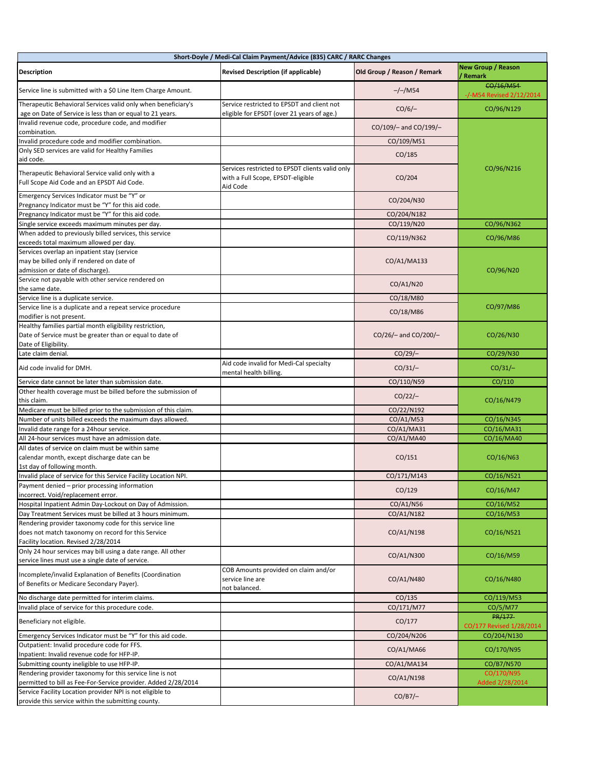| Short-Doyle / Medi-Cal Claim Payment/Advice (835) CARC / RARC Changes | | | |
|---|---|---|---|
| **Description** | **Revised Description (if applicable)** | **Old Group / Reason / Remark** | **New Group / Reason / Remark** |
| Service line is submitted with a $0 Line Item Charge Amount. | | –/–/M54 | ~~CO/16/M54~~ -/-M54 Revised 2/12/2014 |
| Therapeutic Behavioral Services valid only when beneficiary's age on Date of Service is less than or equal to 21 years. | Service restricted to EPSDT and client not eligible for EPSDT (over 21 years of age.) | CO/6/– | CO/96/N129 |
| Invalid revenue code, procedure code, and modifier combination. | | CO/109/– and CO/199/– | CO/96/N216 |
| Invalid procedure code and modifier combination. | | CO/109/M51 | |
| Only SED services are valid for Healthy Families aid code. | | CO/185 | |
| Therapeutic Behavioral Service valid only with a Full Scope Aid Code and an EPSDT Aid Code. | Services restricted to EPSDT clients valid only with a Full Scope, EPSDT-eligible Aid Code | CO/204 | |
| Emergency Services Indicator must be "Y" or Pregnancy Indicator must be "Y" for this aid code. | | CO/204/N30 | |
| Pregnancy Indicator must be "Y" for this aid code. | | CO/204/N182 | |
| Single service exceeds maximum minutes per day. | | CO/119/N20 | CO/96/N362 |
| When added to previously billed services, this service exceeds total maximum allowed per day. | | CO/119/N362 | CO/96/M86 |
| Services overlap an inpatient stay (service may be billed only if rendered on date of admission or date of discharge). | | CO/A1/MA133 | CO/96/N20 |
| Service not payable with other service rendered on the same date. | | CO/A1/N20 | |
| Service line is a duplicate service. | | CO/18/M80 | CO/97/M86 |
| Service line is a duplicate and a repeat service procedure modifier is not present. | | CO/18/M86 | |
| Healthy families partial month eligibility restriction, Date of Service must be greater than or equal to date of Date of Eligibility. | | CO/26/– and CO/200/– | CO/26/N30 |
| Late claim denial. | | CO/29/– | CO/29/N30 |
| Aid code invalid for DMH. | Aid code invalid for Medi-Cal specialty mental health billing. | CO/31/– | CO/31/– |
| Service date cannot be later than submission date. | | CO/110/N59 | CO/110 |
| Other health coverage must be billed before the submission of this claim. | | CO/22/– | CO/16/N479 |
| Medicare must be billed prior to the submission of this claim. | | CO/22/N192 | |
| Number of units billed exceeds the maximum days allowed. | | CO/A1/M53 | CO/16/N345 |
| Invalid date range for a 24hour service. | | CO/A1/MA31 | CO/16/MA31 |
| All 24-hour services must have an admission date. | | CO/A1/MA40 | CO/16/MA40 |
| All dates of service on claim must be within same calendar month, except discharge date can be 1st day of following month. | | CO/151 | CO/16/N63 |
| Invalid place of service for this Service Facility Location NPI. | | CO/171/M143 | CO/16/N521 |
| Payment denied – prior processing information incorrect. Void/replacement error. | | CO/129 | CO/16/M47 |
| Hospital Inpatient Admin Day-Lockout on Day of Admission. | | CO/A1/N56 | CO/16/M52 |
| Day Treatment Services must be billed at 3 hours minimum. | | CO/A1/N182 | CO/16/M53 |
| Rendering provider taxonomy code for this service line does not match taxonomy on record for this Service Facility location. Revised 2/28/2014 | | CO/A1/N198 | CO/16/N521 |
| Only 24 hour services may bill using a date range. All other service lines must use a single date of service. | | CO/A1/N300 | CO/16/M59 |
| Incomplete/invalid Explanation of Benefits (Coordination of Benefits or Medicare Secondary Payer). | COB Amounts provided on claim and/or service line are not balanced. | CO/A1/N480 | CO/16/N480 |
| No discharge date permitted for interim claims. | | CO/135 | CO/119/M53 |
| Invalid place of service for this procedure code. | | CO/171/M77 | CO/5/M77 |
| Beneficiary not eligible. | | CO/177 | ~~PR/177~~ CO/177 Revised 1/28/2014 |
| Emergency Services Indicator must be "Y" for this aid code. | | CO/204/N206 | CO/204/N130 |
| Outpatient: Invalid procedure code for FFS. Inpatient: Invalid revenue code for HFP-IP. | | CO/A1/MA66 | CO/170/N95 |
| Submitting county ineligible to use HFP-IP. | | CO/A1/MA134 | CO/B7/N570 |
| Rendering provider taxonomy for this service line is not permitted to bill as Fee-For-Service provider. Added 2/28/2014 | | CO/A1/N198 | CO/170/N95 Added 2/28/2014 |
| Service Facility Location provider NPI is not eligible to provide this service within the submitting county. | | CO/B7/– | |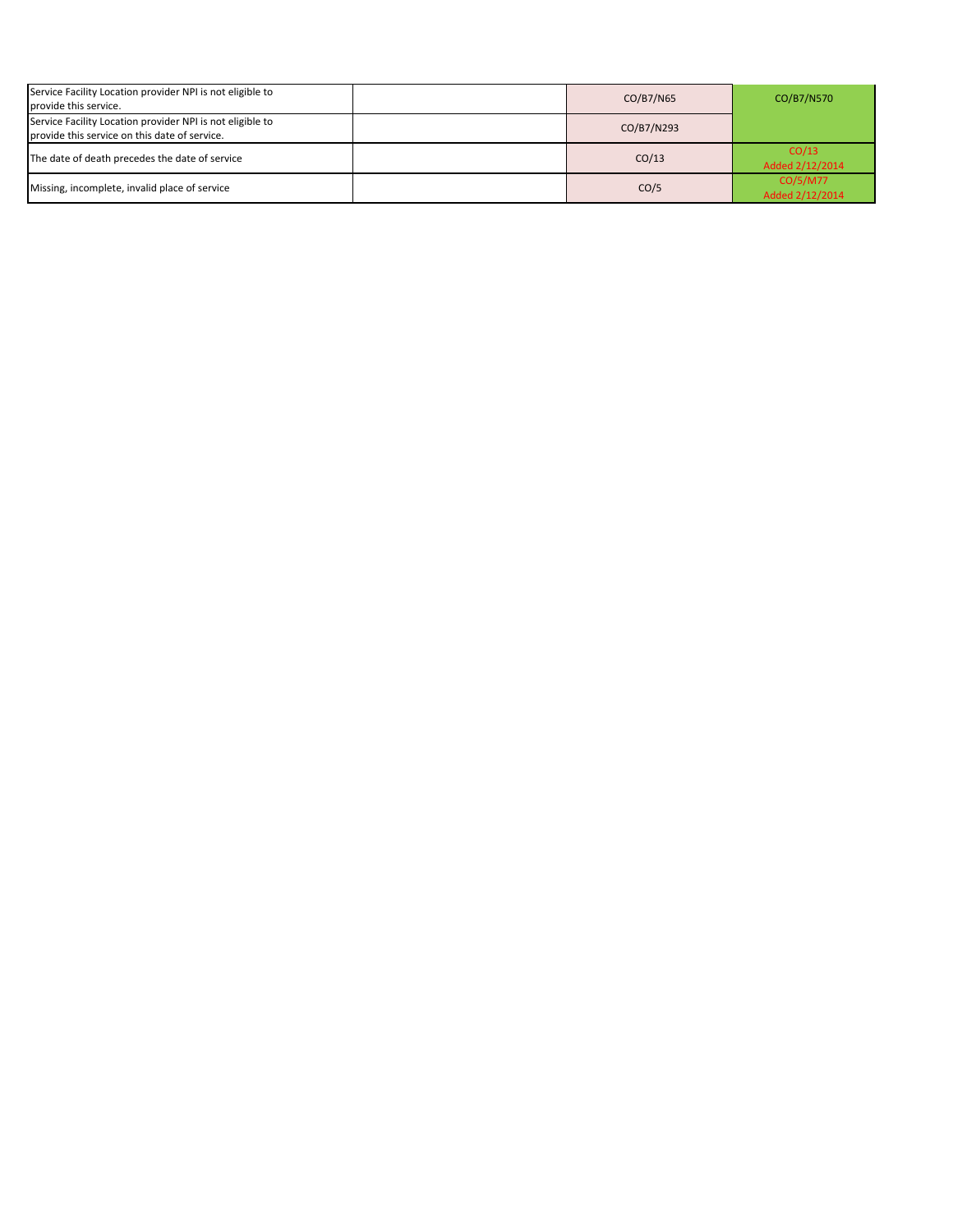| | | | |
|---|---|---|---|
| Service Facility Location provider NPI is not eligible to provide this service. | | CO/B7/N65 | CO/B7/N570 |
| Service Facility Location provider NPI is not eligible to provide this service on this date of service. | | CO/B7/N293 | |
| The date of death precedes the date of service | | CO/13 | CO/13 Added 2/12/2014 |
| Missing, incomplete, invalid place of service | | CO/5 | CO/5/M77 Added 2/12/2014 |